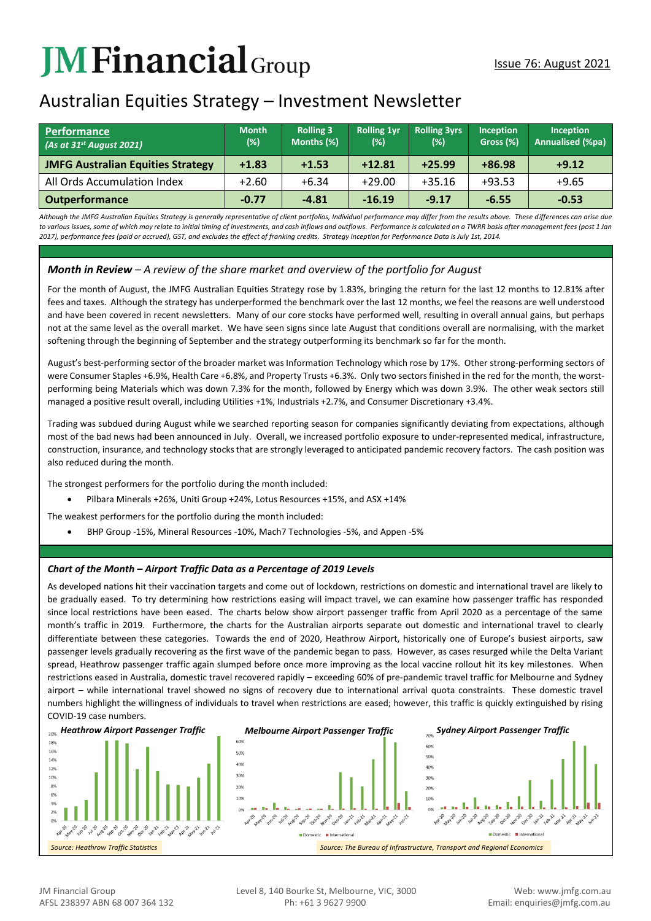# JM Financial Group

Issue 76: August 2021

## Australian Equities Strategy – Investment Newsletter

| **Performance** *(As at 31st August 2021)* | Month (%) | Rolling 3 Months (%) | Rolling 1yr (%) | Rolling 3yrs (%) | Inception Gross (%) | Inception Annualised (%pa) |
|---|---|---|---|---|---|---|
| **JMFG Australian Equities Strategy** | **+1.83** | **+1.53** | **+12.81** | **+25.99** | **+86.98** | **+9.12** |
| All Ords Accumulation Index | +2.60 | +6.34 | +29.00 | +35.16 | +93.53 | +9.65 |
| **Outperformance** | **-0.77** | **-4.81** | **-16.19** | **-9.17** | **-6.55** | **-0.53** |

*Although the JMFG Australian Equities Strategy is generally representative of client portfolios, Individual performance may differ from the results above. These differences can arise due to various issues, some of which may relate to initial timing of investments, and cash inflows and outflows. Performance is calculated on a TWRR basis after management fees (post 1 Jan 2017), performance fees (paid or accrued), GST, and excludes the effect of franking credits. Strategy Inception for Performance Data is July 1st, 2014.*

### *Month in Review – A review of the share market and overview of the portfolio for August*

For the month of August, the JMFG Australian Equities Strategy rose by 1.83%, bringing the return for the last 12 months to 12.81% after fees and taxes. Although the strategy has underperformed the benchmark over the last 12 months, we feel the reasons are well understood and have been covered in recent newsletters. Many of our core stocks have performed well, resulting in overall annual gains, but perhaps not at the same level as the overall market. We have seen signs since late August that conditions overall are normalising, with the market softening through the beginning of September and the strategy outperforming its benchmark so far for the month.

August's best-performing sector of the broader market was Information Technology which rose by 17%. Other strong-performing sectors of were Consumer Staples +6.9%, Health Care +6.8%, and Property Trusts +6.3%. Only two sectors finished in the red for the month, the worst-performing being Materials which was down 7.3% for the month, followed by Energy which was down 3.9%. The other weak sectors still managed a positive result overall, including Utilities +1%, Industrials +2.7%, and Consumer Discretionary +3.4%.

Trading was subdued during August while we searched reporting season for companies significantly deviating from expectations, although most of the bad news had been announced in July. Overall, we increased portfolio exposure to under-represented medical, infrastructure, construction, insurance, and technology stocks that are strongly leveraged to anticipated pandemic recovery factors. The cash position was also reduced during the month.

The strongest performers for the portfolio during the month included:

- Pilbara Minerals +26%, Uniti Group +24%, Lotus Resources +15%, and ASX +14%

The weakest performers for the portfolio during the month included:

- BHP Group -15%, Mineral Resources -10%, Mach7 Technologies -5%, and Appen -5%

### *Chart of the Month – Airport Traffic Data as a Percentage of 2019 Levels*

As developed nations hit their vaccination targets and come out of lockdown, restrictions on domestic and international travel are likely to be gradually eased. To try determining how restrictions easing will impact travel, we can examine how passenger traffic has responded since local restrictions have been eased. The charts below show airport passenger traffic from April 2020 as a percentage of the same month's traffic in 2019. Furthermore, the charts for the Australian airports separate out domestic and international travel to clearly differentiate between these categories. Towards the end of 2020, Heathrow Airport, historically one of Europe's busiest airports, saw passenger levels gradually recovering as the first wave of the pandemic began to pass. However, as cases resurged while the Delta Variant spread, Heathrow passenger traffic again slumped before once more improving as the local vaccine rollout hit its key milestones. When restrictions eased in Australia, domestic travel recovered rapidly – exceeding 60% of pre-pandemic travel traffic for Melbourne and Sydney airport – while international travel showed no signs of recovery due to international arrival quota constraints. These domestic travel numbers highlight the willingness of individuals to travel when restrictions are eased; however, this traffic is quickly extinguished by rising COVID-19 case numbers.

*Heathrow Airport Passenger Traffic*

0% 2% 4% 6% 8% 10% 12% 14% 16% 18% 20%

Apr-20 May-20 Jun-20 Jul-20 Aug-20 Sep-20 Oct-20 Nov-20 Dec-20 Jan-21 Feb-21 Mar-21 Apr-21 May-21 Jun-21 Jul-21

*Source: Heathrow Traffic Statistics*

*Melbourne Airport Passenger Traffic*

0% 10% 20% 30% 40% 50% 60%

Apr-20 May-20 Jun-20 Jul-20 Aug-20 Sep-20 Oct-20 Nov-20 Dec-20 Jan-21 Feb-21 Mar-21 Apr-21 May-21 Jun-21

Domestic International

*Sydney Airport Passenger Traffic*

0% 10% 20% 30% 40% 50% 60% 70%

Apr-20 May-20 Jun-20 Jul-20 Aug-20 Sep-20 Oct-20 Nov-20 Dec-20 Jan-21 Feb-21 Mar-21 Apr-21 May-21 Jun-21

Domestic International

*Source: The Bureau of Infrastructure, Transport and Regional Economics*

JM Financial Group
AFSL 238397 ABN 68 007 364 132

Level 8, 140 Bourke St, Melbourne, VIC, 3000
Ph: +61 3 9627 9900

Web: www.jmfg.com.au
Email: enquiries@jmfg.com.au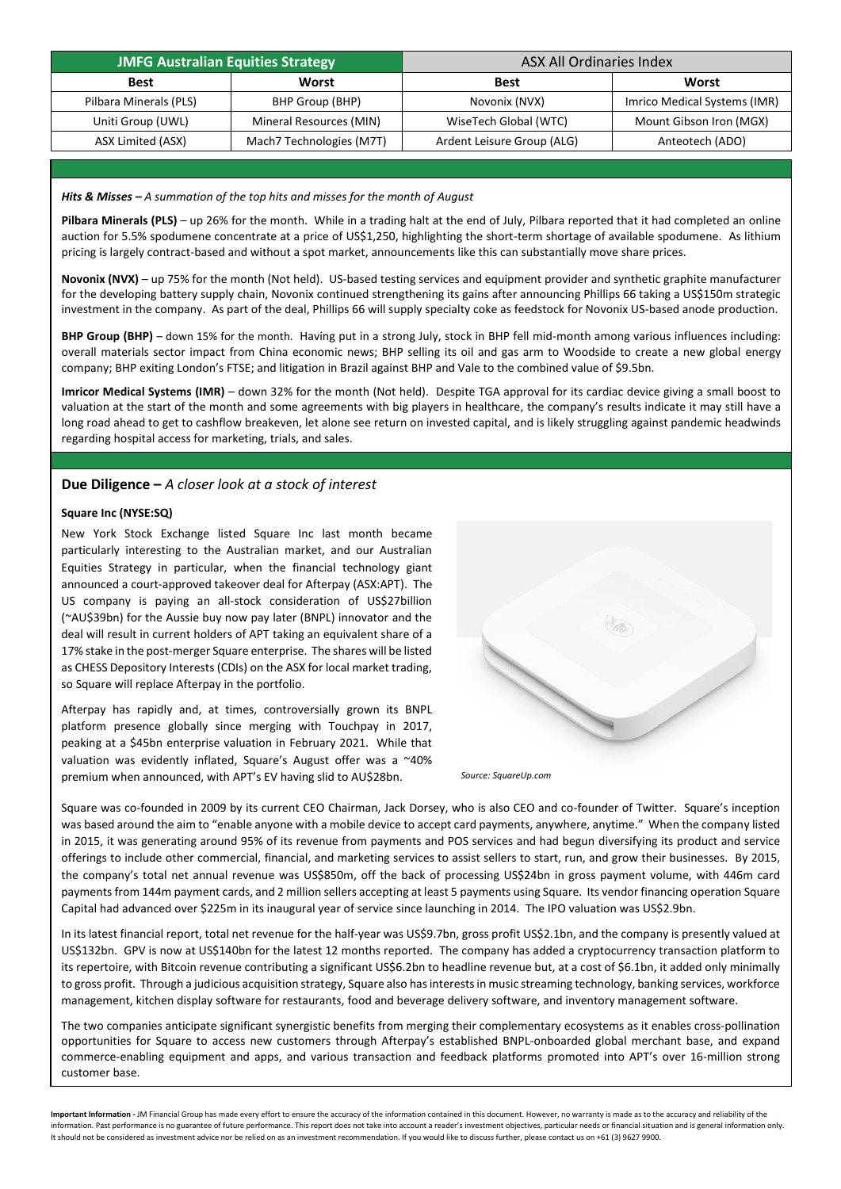| JMFG Australian Equities Strategy | | ASX All Ordinaries Index | |
|---|---|---|---|
| **Best** | **Worst** | **Best** | **Worst** |
| Pilbara Minerals (PLS) | BHP Group (BHP) | Novonix (NVX) | Imrico Medical Systems (IMR) |
| Uniti Group (UWL) | Mineral Resources (MIN) | WiseTech Global (WTC) | Mount Gibson Iron (MGX) |
| ASX Limited (ASX) | Mach7 Technologies (M7T) | Ardent Leisure Group (ALG) | Anteotech (ADO) |

***Hits & Misses** – A summation of the top hits and misses for the month of August*

**Pilbara Minerals (PLS)** – up 26% for the month. While in a trading halt at the end of July, Pilbara reported that it had completed an online auction for 5.5% spodumene concentrate at a price of US$1,250, highlighting the short-term shortage of available spodumene. As lithium pricing is largely contract-based and without a spot market, announcements like this can substantially move share prices.

**Novonix (NVX)** – up 75% for the month (Not held). US-based testing services and equipment provider and synthetic graphite manufacturer for the developing battery supply chain, Novonix continued strengthening its gains after announcing Phillips 66 taking a US$150m strategic investment in the company. As part of the deal, Phillips 66 will supply specialty coke as feedstock for Novonix US-based anode production.

**BHP Group (BHP)** – down 15% for the month. Having put in a strong July, stock in BHP fell mid-month among various influences including: overall materials sector impact from China economic news; BHP selling its oil and gas arm to Woodside to create a new global energy company; BHP exiting London's FTSE; and litigation in Brazil against BHP and Vale to the combined value of $9.5bn.

**Imricor Medical Systems (IMR)** – down 32% for the month (Not held). Despite TGA approval for its cardiac device giving a small boost to valuation at the start of the month and some agreements with big players in healthcare, the company's results indicate it may still have a long road ahead to get to cashflow breakeven, let alone see return on invested capital, and is likely struggling against pandemic headwinds regarding hospital access for marketing, trials, and sales.

## Due Diligence – *A closer look at a stock of interest*

**Square Inc (NYSE:SQ)**

New York Stock Exchange listed Square Inc last month became particularly interesting to the Australian market, and our Australian Equities Strategy in particular, when the financial technology giant announced a court-approved takeover deal for Afterpay (ASX:APT). The US company is paying an all-stock consideration of US$27billion (~AU$39bn) for the Aussie buy now pay later (BNPL) innovator and the deal will result in current holders of APT taking an equivalent share of a 17% stake in the post-merger Square enterprise. The shares will be listed as CHESS Depository Interests (CDIs) on the ASX for local market trading, so Square will replace Afterpay in the portfolio.

Afterpay has rapidly and, at times, controversially grown its BNPL platform presence globally since merging with Touchpay in 2017, peaking at a $45bn enterprise valuation in February 2021. While that valuation was evidently inflated, Square's August offer was a ~40% premium when announced, with APT's EV having slid to AU$28bn.

*Source: SquareUp.com*

Square was co-founded in 2009 by its current CEO Chairman, Jack Dorsey, who is also CEO and co-founder of Twitter. Square's inception was based around the aim to "enable anyone with a mobile device to accept card payments, anywhere, anytime." When the company listed in 2015, it was generating around 95% of its revenue from payments and POS services and had begun diversifying its product and service offerings to include other commercial, financial, and marketing services to assist sellers to start, run, and grow their businesses. By 2015, the company's total net annual revenue was US$850m, off the back of processing US$24bn in gross payment volume, with 446m card payments from 144m payment cards, and 2 million sellers accepting at least 5 payments using Square. Its vendor financing operation Square Capital had advanced over $225m in its inaugural year of service since launching in 2014. The IPO valuation was US$2.9bn.

In its latest financial report, total net revenue for the half-year was US$9.7bn, gross profit US$2.1bn, and the company is presently valued at US$132bn. GPV is now at US$140bn for the latest 12 months reported. The company has added a cryptocurrency transaction platform to its repertoire, with Bitcoin revenue contributing a significant US$6.2bn to headline revenue but, at a cost of $6.1bn, it added only minimally to gross profit. Through a judicious acquisition strategy, Square also has interests in music streaming technology, banking services, workforce management, kitchen display software for restaurants, food and beverage delivery software, and inventory management software.

The two companies anticipate significant synergistic benefits from merging their complementary ecosystems as it enables cross-pollination opportunities for Square to access new customers through Afterpay's established BNPL-onboarded global merchant base, and expand commerce-enabling equipment and apps, and various transaction and feedback platforms promoted into APT's over 16-million strong customer base.

**Important Information -** JM Financial Group has made every effort to ensure the accuracy of the information contained in this document. However, no warranty is made as to the accuracy and reliability of the information. Past performance is no guarantee of future performance. This report does not take into account a reader's investment objectives, particular needs or financial situation and is general information only. It should not be considered as investment advice nor be relied on as an investment recommendation. If you would like to discuss further, please contact us on +61 (3) 9627 9900.